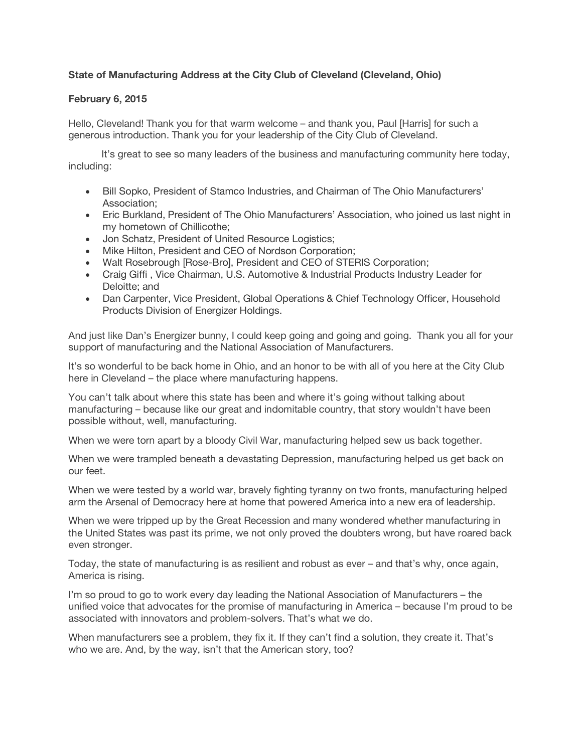**State of Manufacturing Address at the City Club of Cleveland (Cleveland, Ohio)**

**February 6, 2015**

Hello, Cleveland! Thank you for that warm welcome – and thank you, Paul [Harris] for such a generous introduction. Thank you for your leadership of the City Club of Cleveland.

It's great to see so many leaders of the business and manufacturing community here today, including:

- Bill Sopko, President of Stamco Industries, and Chairman of The Ohio Manufacturers' Association;
- Eric Burkland, President of The Ohio Manufacturers' Association, who joined us last night in my hometown of Chillicothe;
- Jon Schatz, President of United Resource Logistics;
- Mike Hilton, President and CEO of Nordson Corporation;
- Walt Rosebrough [Rose-Bro], President and CEO of STERIS Corporation;
- Craig Giffi , Vice Chairman, U.S. Automotive & Industrial Products Industry Leader for Deloitte; and
- Dan Carpenter, Vice President, Global Operations & Chief Technology Officer, Household Products Division of Energizer Holdings.

And just like Dan's Energizer bunny, I could keep going and going and going. Thank you all for your support of manufacturing and the National Association of Manufacturers.

It's so wonderful to be back home in Ohio, and an honor to be with all of you here at the City Club here in Cleveland – the place where manufacturing happens.

You can't talk about where this state has been and where it's going without talking about manufacturing – because like our great and indomitable country, that story wouldn't have been possible without, well, manufacturing.

When we were torn apart by a bloody Civil War, manufacturing helped sew us back together.

When we were trampled beneath a devastating Depression, manufacturing helped us get back on our feet.

When we were tested by a world war, bravely fighting tyranny on two fronts, manufacturing helped arm the Arsenal of Democracy here at home that powered America into a new era of leadership.

When we were tripped up by the Great Recession and many wondered whether manufacturing in the United States was past its prime, we not only proved the doubters wrong, but have roared back even stronger.

Today, the state of manufacturing is as resilient and robust as ever – and that's why, once again, America is rising.

I'm so proud to go to work every day leading the National Association of Manufacturers – the unified voice that advocates for the promise of manufacturing in America – because I'm proud to be associated with innovators and problem-solvers. That's what we do.

When manufacturers see a problem, they fix it. If they can't find a solution, they create it. That's who we are. And, by the way, isn't that the American story, too?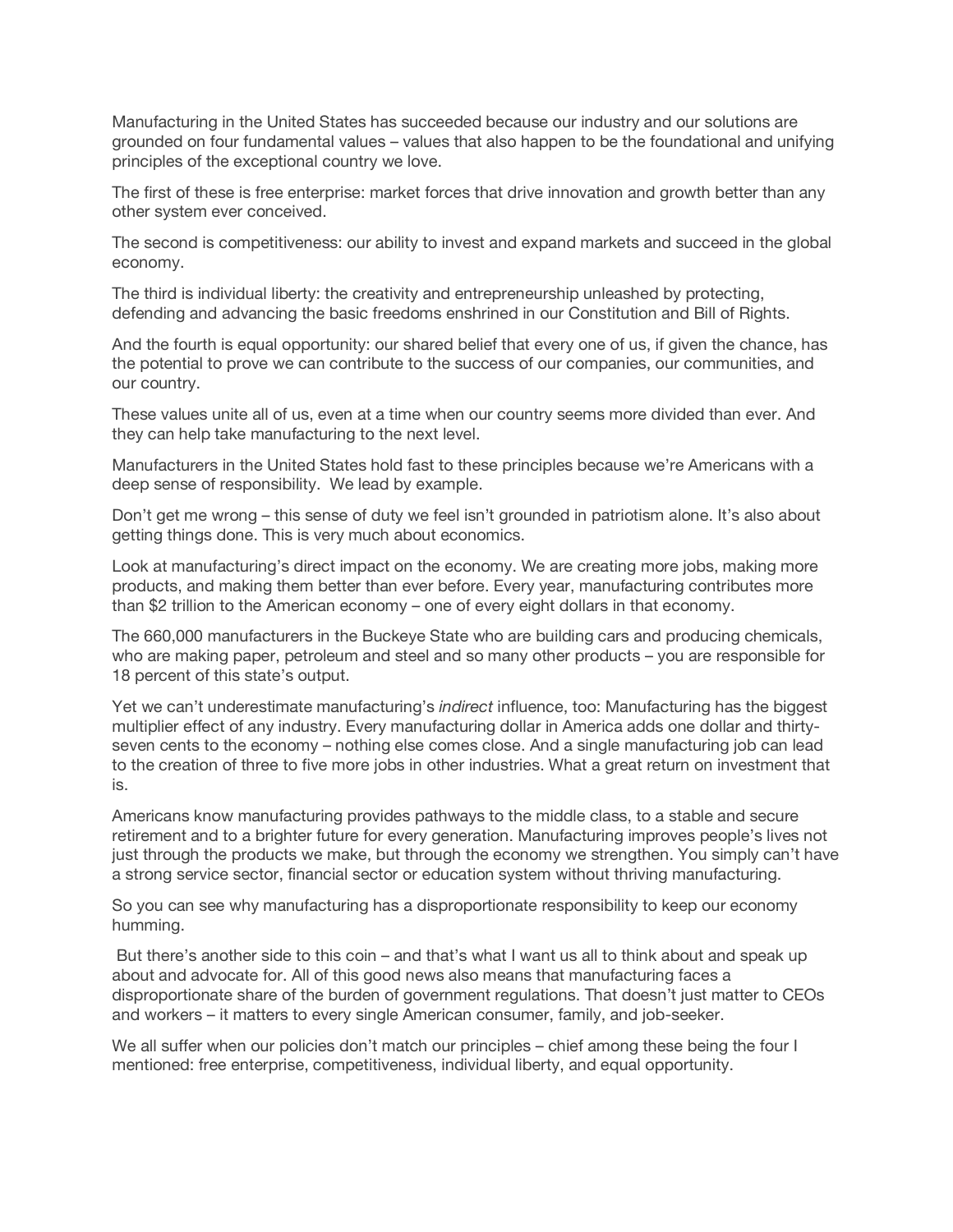Manufacturing in the United States has succeeded because our industry and our solutions are grounded on four fundamental values – values that also happen to be the foundational and unifying principles of the exceptional country we love.

The first of these is free enterprise: market forces that drive innovation and growth better than any other system ever conceived.

The second is competitiveness: our ability to invest and expand markets and succeed in the global economy.

The third is individual liberty: the creativity and entrepreneurship unleashed by protecting, defending and advancing the basic freedoms enshrined in our Constitution and Bill of Rights.

And the fourth is equal opportunity: our shared belief that every one of us, if given the chance, has the potential to prove we can contribute to the success of our companies, our communities, and our country.

These values unite all of us, even at a time when our country seems more divided than ever. And they can help take manufacturing to the next level.

Manufacturers in the United States hold fast to these principles because we're Americans with a deep sense of responsibility. We lead by example.

Don't get me wrong – this sense of duty we feel isn't grounded in patriotism alone. It's also about getting things done. This is very much about economics.

Look at manufacturing's direct impact on the economy. We are creating more jobs, making more products, and making them better than ever before. Every year, manufacturing contributes more than $2 trillion to the American economy – one of every eight dollars in that economy.

The 660,000 manufacturers in the Buckeye State who are building cars and producing chemicals, who are making paper, petroleum and steel and so many other products – you are responsible for 18 percent of this state's output.

Yet we can't underestimate manufacturing's *indirect* influence, too: Manufacturing has the biggest multiplier effect of any industry. Every manufacturing dollar in America adds one dollar and thirty-seven cents to the economy – nothing else comes close. And a single manufacturing job can lead to the creation of three to five more jobs in other industries. What a great return on investment that is.

Americans know manufacturing provides pathways to the middle class, to a stable and secure retirement and to a brighter future for every generation. Manufacturing improves people's lives not just through the products we make, but through the economy we strengthen. You simply can't have a strong service sector, financial sector or education system without thriving manufacturing.

So you can see why manufacturing has a disproportionate responsibility to keep our economy humming.

But there's another side to this coin – and that's what I want us all to think about and speak up about and advocate for. All of this good news also means that manufacturing faces a disproportionate share of the burden of government regulations. That doesn't just matter to CEOs and workers – it matters to every single American consumer, family, and job-seeker.

We all suffer when our policies don't match our principles – chief among these being the four I mentioned: free enterprise, competitiveness, individual liberty, and equal opportunity.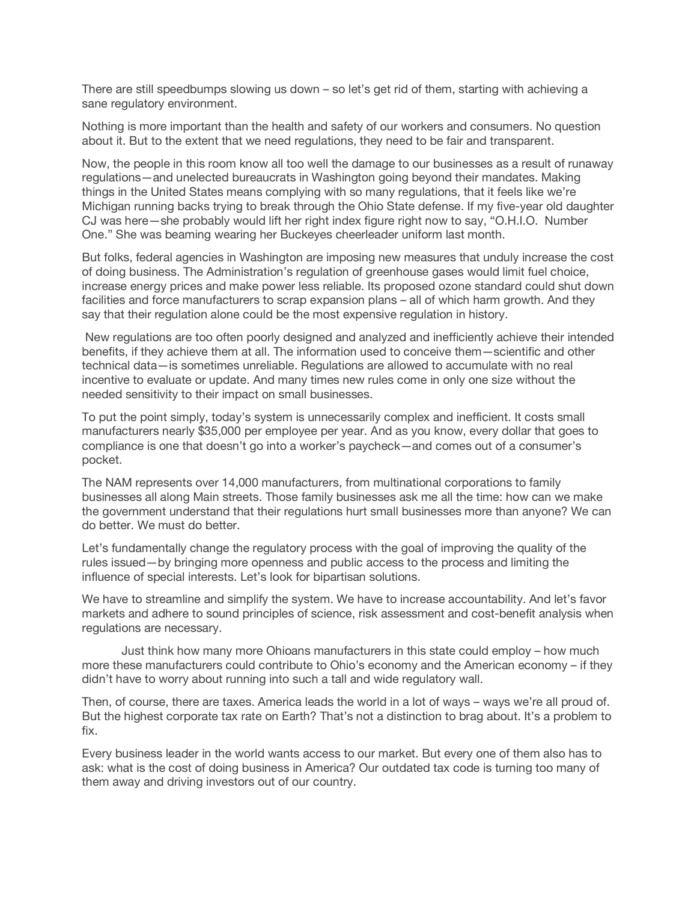There are still speedbumps slowing us down – so let's get rid of them, starting with achieving a sane regulatory environment.

Nothing is more important than the health and safety of our workers and consumers. No question about it. But to the extent that we need regulations, they need to be fair and transparent.

Now, the people in this room know all too well the damage to our businesses as a result of runaway regulations—and unelected bureaucrats in Washington going beyond their mandates. Making things in the United States means complying with so many regulations, that it feels like we're Michigan running backs trying to break through the Ohio State defense. If my five-year old daughter CJ was here—she probably would lift her right index figure right now to say, "O.H.I.O. Number One." She was beaming wearing her Buckeyes cheerleader uniform last month.

But folks, federal agencies in Washington are imposing new measures that unduly increase the cost of doing business. The Administration's regulation of greenhouse gases would limit fuel choice, increase energy prices and make power less reliable. Its proposed ozone standard could shut down facilities and force manufacturers to scrap expansion plans – all of which harm growth. And they say that their regulation alone could be the most expensive regulation in history.

New regulations are too often poorly designed and analyzed and inefficiently achieve their intended benefits, if they achieve them at all. The information used to conceive them—scientific and other technical data—is sometimes unreliable. Regulations are allowed to accumulate with no real incentive to evaluate or update. And many times new rules come in only one size without the needed sensitivity to their impact on small businesses.

To put the point simply, today's system is unnecessarily complex and inefficient. It costs small manufacturers nearly $35,000 per employee per year. And as you know, every dollar that goes to compliance is one that doesn't go into a worker's paycheck—and comes out of a consumer's pocket.

The NAM represents over 14,000 manufacturers, from multinational corporations to family businesses all along Main streets. Those family businesses ask me all the time: how can we make the government understand that their regulations hurt small businesses more than anyone? We can do better. We must do better.

Let's fundamentally change the regulatory process with the goal of improving the quality of the rules issued—by bringing more openness and public access to the process and limiting the influence of special interests. Let's look for bipartisan solutions.

We have to streamline and simplify the system. We have to increase accountability. And let's favor markets and adhere to sound principles of science, risk assessment and cost-benefit analysis when regulations are necessary.

Just think how many more Ohioans manufacturers in this state could employ – how much more these manufacturers could contribute to Ohio's economy and the American economy – if they didn't have to worry about running into such a tall and wide regulatory wall.

Then, of course, there are taxes. America leads the world in a lot of ways – ways we're all proud of. But the highest corporate tax rate on Earth? That's not a distinction to brag about. It's a problem to fix.

Every business leader in the world wants access to our market. But every one of them also has to ask: what is the cost of doing business in America? Our outdated tax code is turning too many of them away and driving investors out of our country.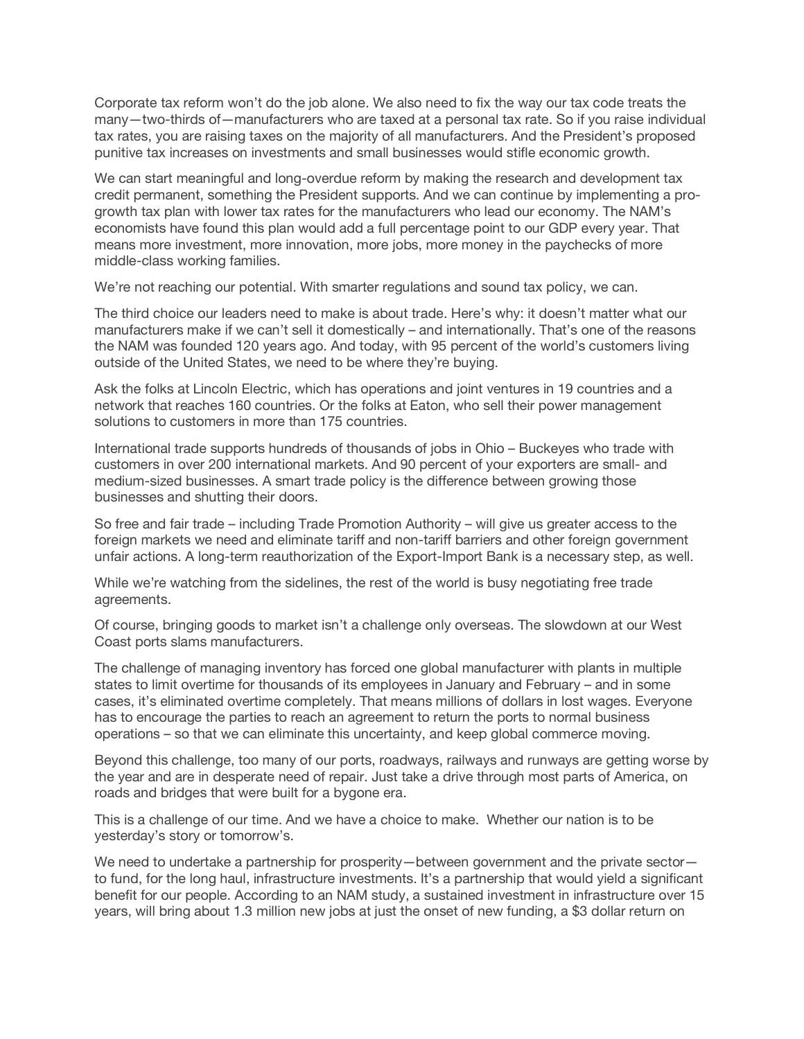Corporate tax reform won't do the job alone. We also need to fix the way our tax code treats the many—two-thirds of—manufacturers who are taxed at a personal tax rate. So if you raise individual tax rates, you are raising taxes on the majority of all manufacturers. And the President's proposed punitive tax increases on investments and small businesses would stifle economic growth.

We can start meaningful and long-overdue reform by making the research and development tax credit permanent, something the President supports. And we can continue by implementing a pro-growth tax plan with lower tax rates for the manufacturers who lead our economy. The NAM's economists have found this plan would add a full percentage point to our GDP every year. That means more investment, more innovation, more jobs, more money in the paychecks of more middle-class working families.

We're not reaching our potential. With smarter regulations and sound tax policy, we can.

The third choice our leaders need to make is about trade. Here's why: it doesn't matter what our manufacturers make if we can't sell it domestically – and internationally. That's one of the reasons the NAM was founded 120 years ago. And today, with 95 percent of the world's customers living outside of the United States, we need to be where they're buying.

Ask the folks at Lincoln Electric, which has operations and joint ventures in 19 countries and a network that reaches 160 countries. Or the folks at Eaton, who sell their power management solutions to customers in more than 175 countries.

International trade supports hundreds of thousands of jobs in Ohio – Buckeyes who trade with customers in over 200 international markets. And 90 percent of your exporters are small- and medium-sized businesses. A smart trade policy is the difference between growing those businesses and shutting their doors.

So free and fair trade – including Trade Promotion Authority – will give us greater access to the foreign markets we need and eliminate tariff and non-tariff barriers and other foreign government unfair actions. A long-term reauthorization of the Export-Import Bank is a necessary step, as well.

While we're watching from the sidelines, the rest of the world is busy negotiating free trade agreements.

Of course, bringing goods to market isn't a challenge only overseas. The slowdown at our West Coast ports slams manufacturers.

The challenge of managing inventory has forced one global manufacturer with plants in multiple states to limit overtime for thousands of its employees in January and February – and in some cases, it's eliminated overtime completely. That means millions of dollars in lost wages. Everyone has to encourage the parties to reach an agreement to return the ports to normal business operations – so that we can eliminate this uncertainty, and keep global commerce moving.

Beyond this challenge, too many of our ports, roadways, railways and runways are getting worse by the year and are in desperate need of repair. Just take a drive through most parts of America, on roads and bridges that were built for a bygone era.

This is a challenge of our time. And we have a choice to make. Whether our nation is to be yesterday's story or tomorrow's.

We need to undertake a partnership for prosperity—between government and the private sector—to fund, for the long haul, infrastructure investments. It's a partnership that would yield a significant benefit for our people. According to an NAM study, a sustained investment in infrastructure over 15 years, will bring about 1.3 million new jobs at just the onset of new funding, a $3 dollar return on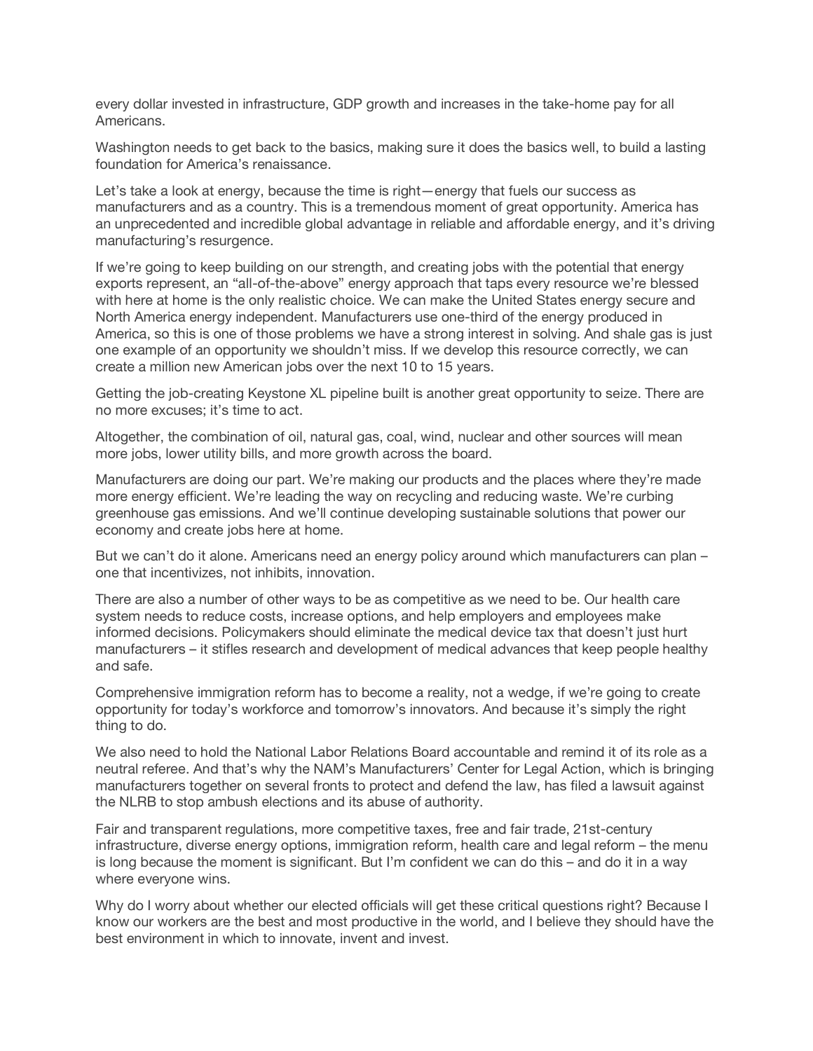every dollar invested in infrastructure, GDP growth and increases in the take-home pay for all Americans.

Washington needs to get back to the basics, making sure it does the basics well, to build a lasting foundation for America's renaissance.

Let's take a look at energy, because the time is right—energy that fuels our success as manufacturers and as a country. This is a tremendous moment of great opportunity. America has an unprecedented and incredible global advantage in reliable and affordable energy, and it's driving manufacturing's resurgence.

If we're going to keep building on our strength, and creating jobs with the potential that energy exports represent, an "all-of-the-above" energy approach that taps every resource we're blessed with here at home is the only realistic choice. We can make the United States energy secure and North America energy independent. Manufacturers use one-third of the energy produced in America, so this is one of those problems we have a strong interest in solving. And shale gas is just one example of an opportunity we shouldn't miss. If we develop this resource correctly, we can create a million new American jobs over the next 10 to 15 years.

Getting the job-creating Keystone XL pipeline built is another great opportunity to seize. There are no more excuses; it's time to act.

Altogether, the combination of oil, natural gas, coal, wind, nuclear and other sources will mean more jobs, lower utility bills, and more growth across the board.

Manufacturers are doing our part. We're making our products and the places where they're made more energy efficient. We're leading the way on recycling and reducing waste. We're curbing greenhouse gas emissions. And we'll continue developing sustainable solutions that power our economy and create jobs here at home.

But we can't do it alone. Americans need an energy policy around which manufacturers can plan – one that incentivizes, not inhibits, innovation.

There are also a number of other ways to be as competitive as we need to be. Our health care system needs to reduce costs, increase options, and help employers and employees make informed decisions. Policymakers should eliminate the medical device tax that doesn't just hurt manufacturers – it stifles research and development of medical advances that keep people healthy and safe.

Comprehensive immigration reform has to become a reality, not a wedge, if we're going to create opportunity for today's workforce and tomorrow's innovators. And because it's simply the right thing to do.

We also need to hold the National Labor Relations Board accountable and remind it of its role as a neutral referee. And that's why the NAM's Manufacturers' Center for Legal Action, which is bringing manufacturers together on several fronts to protect and defend the law, has filed a lawsuit against the NLRB to stop ambush elections and its abuse of authority.

Fair and transparent regulations, more competitive taxes, free and fair trade, 21st-century infrastructure, diverse energy options, immigration reform, health care and legal reform – the menu is long because the moment is significant. But I'm confident we can do this – and do it in a way where everyone wins.

Why do I worry about whether our elected officials will get these critical questions right? Because I know our workers are the best and most productive in the world, and I believe they should have the best environment in which to innovate, invent and invest.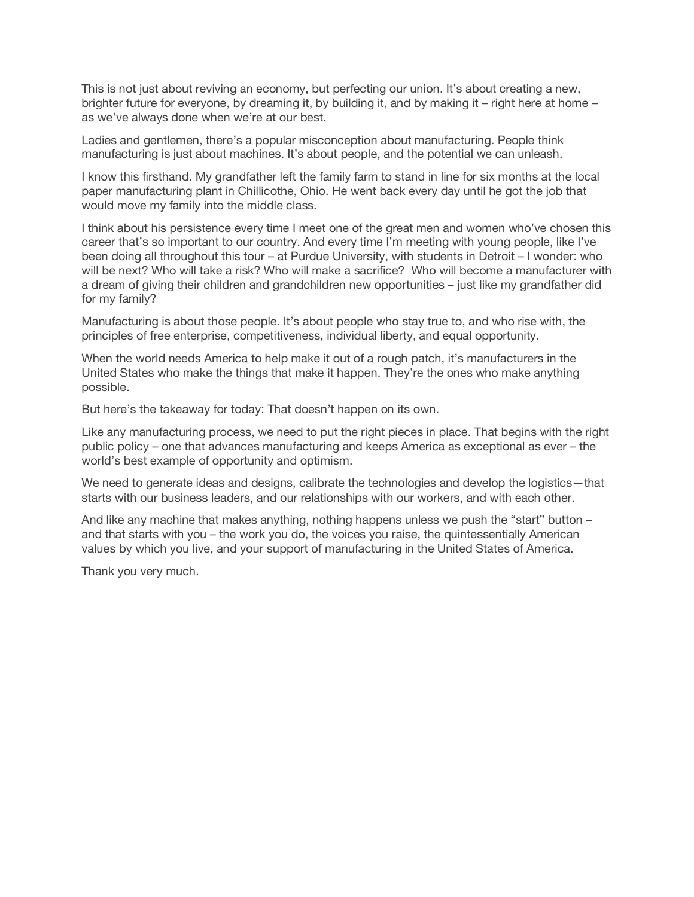This is not just about reviving an economy, but perfecting our union. It's about creating a new, brighter future for everyone, by dreaming it, by building it, and by making it – right here at home – as we've always done when we're at our best.

Ladies and gentlemen, there's a popular misconception about manufacturing. People think manufacturing is just about machines. It's about people, and the potential we can unleash.

I know this firsthand. My grandfather left the family farm to stand in line for six months at the local paper manufacturing plant in Chillicothe, Ohio. He went back every day until he got the job that would move my family into the middle class.

I think about his persistence every time I meet one of the great men and women who've chosen this career that's so important to our country. And every time I'm meeting with young people, like I've been doing all throughout this tour – at Purdue University, with students in Detroit – I wonder: who will be next? Who will take a risk? Who will make a sacrifice? Who will become a manufacturer with a dream of giving their children and grandchildren new opportunities – just like my grandfather did for my family?

Manufacturing is about those people. It's about people who stay true to, and who rise with, the principles of free enterprise, competitiveness, individual liberty, and equal opportunity.

When the world needs America to help make it out of a rough patch, it's manufacturers in the United States who make the things that make it happen. They're the ones who make anything possible.

But here's the takeaway for today: That doesn't happen on its own.

Like any manufacturing process, we need to put the right pieces in place. That begins with the right public policy – one that advances manufacturing and keeps America as exceptional as ever – the world's best example of opportunity and optimism.

We need to generate ideas and designs, calibrate the technologies and develop the logistics—that starts with our business leaders, and our relationships with our workers, and with each other.

And like any machine that makes anything, nothing happens unless we push the "start" button – and that starts with you – the work you do, the voices you raise, the quintessentially American values by which you live, and your support of manufacturing in the United States of America.

Thank you very much.